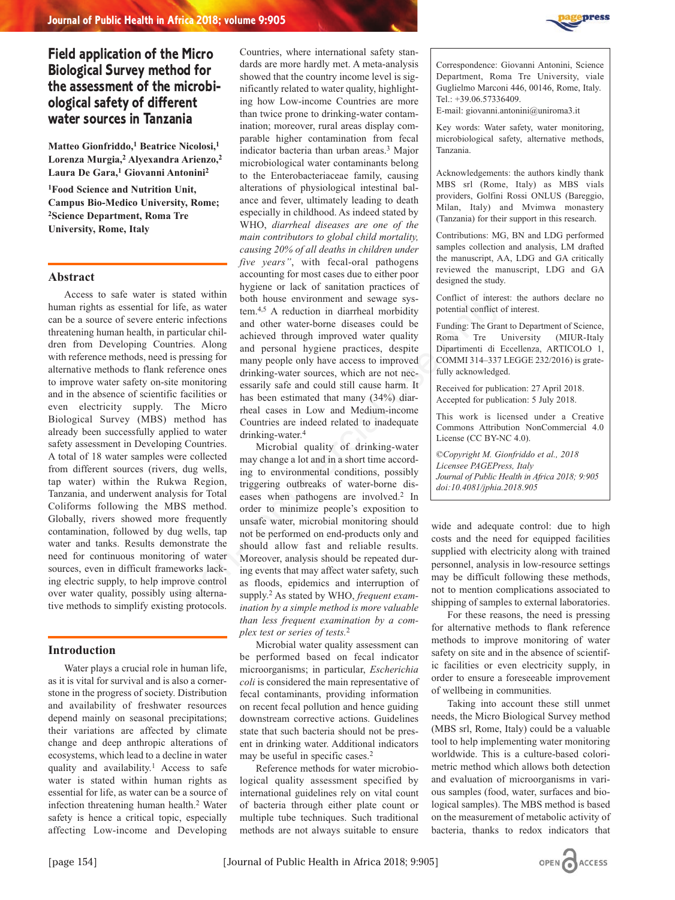# Field application of the Micro Biological Survey method for the assessment of the microbiological safety of different water sources in Tanzania

**Matteo Gionfriddo,[1] Beatrice Nicolosi,[1] Lorenza Murgia,[2] Alyexandra Arienzo,[2] Laura De Gara,[1] Giovanni Antonini[2]**

**[1]Food Science and Nutrition Unit, Campus Bio-Medico University, Rome; [2]Science Department, Roma Tre University, Rome, Italy**

## Abstract

Access to safe water is stated within human rights as essential for life, as water can be a source of severe enteric infections threatening human health, in particular children from Developing Countries. Along with reference methods, need is pressing for alternative methods to flank reference ones to improve water safety on-site monitoring and in the absence of scientific facilities or even electricity supply. The Micro Biological Survey (MBS) method has already been successfully applied to water safety assessment in Developing Countries. A total of 18 water samples were collected from different sources (rivers, dug wells, tap water) within the Rukwa Region, Tanzania, and underwent analysis for Total Coliforms following the MBS method. Globally, rivers showed more frequently contamination, followed by dug wells, tap water and tanks. Results demonstrate the need for continuous monitoring of water sources, even in difficult frameworks lacking electric supply, to help improve control over water quality, possibly using alternative methods to simplify existing protocols.

## Introduction

Water plays a crucial role in human life, as it is vital for survival and is also a cornerstone in the progress of society. Distribution and availability of freshwater resources depend mainly on seasonal precipitations; their variations are affected by climate change and deep anthropic alterations of ecosystems, which lead to a decline in water quality and availability.[1] Access to safe water is stated within human rights as essential for life, as water can be a source of infection threatening human health.[2] Water safety is hence a critical topic, especially affecting Low-income and Developing Countries, where international safety standards are more hardly met. A meta-analysis showed that the country income level is significantly related to water quality, highlighting how Low-income Countries are more than twice prone to drinking-water contamination; moreover, rural areas display comparable higher contamination from fecal indicator bacteria than urban areas.[3] Major microbiological water contaminants belong to the Enterobacteriaceae family, causing alterations of physiological intestinal balance and fever, ultimately leading to death especially in childhood. As indeed stated by WHO, *diarrheal diseases are one of the main contributors to global child mortality, causing 20% of all deaths in children under five years"*, with fecal-oral pathogens accounting for most cases due to either poor hygiene or lack of sanitation practices of both house environment and sewage system.[4,5] A reduction in diarrheal morbidity and other water-borne diseases could be achieved through improved water quality and personal hygiene practices, despite many people only have access to improved drinking-water sources, which are not necessarily safe and could still cause harm. It has been estimated that many (34%) diarrheal cases in Low and Medium-income Countries are indeed related to inadequate drinking-water.[4]

Microbial quality of drinking-water may change a lot and in a short time according to environmental conditions, possibly triggering outbreaks of water-borne diseases when pathogens are involved.[2] In order to minimize people's exposition to unsafe water, microbial monitoring should not be performed on end-products only and should allow fast and reliable results. Moreover, analysis should be repeated during events that may affect water safety, such as floods, epidemics and interruption of supply.[2] As stated by WHO, *frequent examination by a simple method is more valuable than less frequent examination by a complex test or series of tests.*[2]

Microbial water quality assessment can be performed based on fecal indicator microorganisms; in particular, *Escherichia coli* is considered the main representative of fecal contaminants, providing information on recent fecal pollution and hence guiding downstream corrective actions. Guidelines state that such bacteria should not be present in drinking water. Additional indicators may be useful in specific cases.[2]

Reference methods for water microbiological quality assessment specified by international guidelines rely on vital count of bacteria through either plate count or multiple tube techniques. Such traditional methods are not always suitable to ensure wide and adequate control: due to high costs and the need for equipped facilities supplied with electricity along with trained personnel, analysis in low-resource settings may be difficult following these methods, not to mention complications associated to shipping of samples to external laboratories.

For these reasons, the need is pressing for alternative methods to flank reference methods to improve monitoring of water safety on site and in the absence of scientific facilities or even electricity supply, in order to ensure a foreseeable improvement of wellbeing in communities.

Taking into account these still unmet needs, the Micro Biological Survey method (MBS srl, Rome, Italy) could be a valuable tool to help implementing water monitoring worldwide. This is a culture-based colorimetric method which allows both detection and evaluation of microorganisms in various samples (food, water, surfaces and biological samples). The MBS method is based on the measurement of metabolic activity of bacteria, thanks to redox indicators that

---

Correspondence: Giovanni Antonini, Science Department, Roma Tre University, viale Guglielmo Marconi 446, 00146, Rome, Italy.
Tel.: +39.06.57336409.
E-mail: giovanni.antonini@uniroma3.it

Key words: Water safety, water monitoring, microbiological safety, alternative methods, Tanzania.

Acknowledgements: the authors kindly thank MBS srl (Rome, Italy) as MBS vials providers, Golfini Rossi ONLUS (Bareggio, Milan, Italy) and Mvimwa monastery (Tanzania) for their support in this research.

Contributions: MG, BN and LDG performed samples collection and analysis, LM drafted the manuscript, AA, LDG and GA critically reviewed the manuscript, LDG and GA designed the study.

Conflict of interest: the authors declare no potential conflict of interest.

Funding: The Grant to Department of Science, Roma Tre University (MIUR-Italy Dipartimenti di Eccellenza, ARTICOLO 1, COMMI 314–337 LEGGE 232/2016) is gratefully acknowledged.

Received for publication: 27 April 2018.
Accepted for publication: 5 July 2018.

This work is licensed under a Creative Commons Attribution NonCommercial 4.0 License (CC BY-NC 4.0).

*©Copyright M. Gionfriddo et al., 2018*
*Licensee PAGEPress, Italy*
*Journal of Public Health in Africa 2018; 9:905*
*doi:10.4081/jphia.2018.905*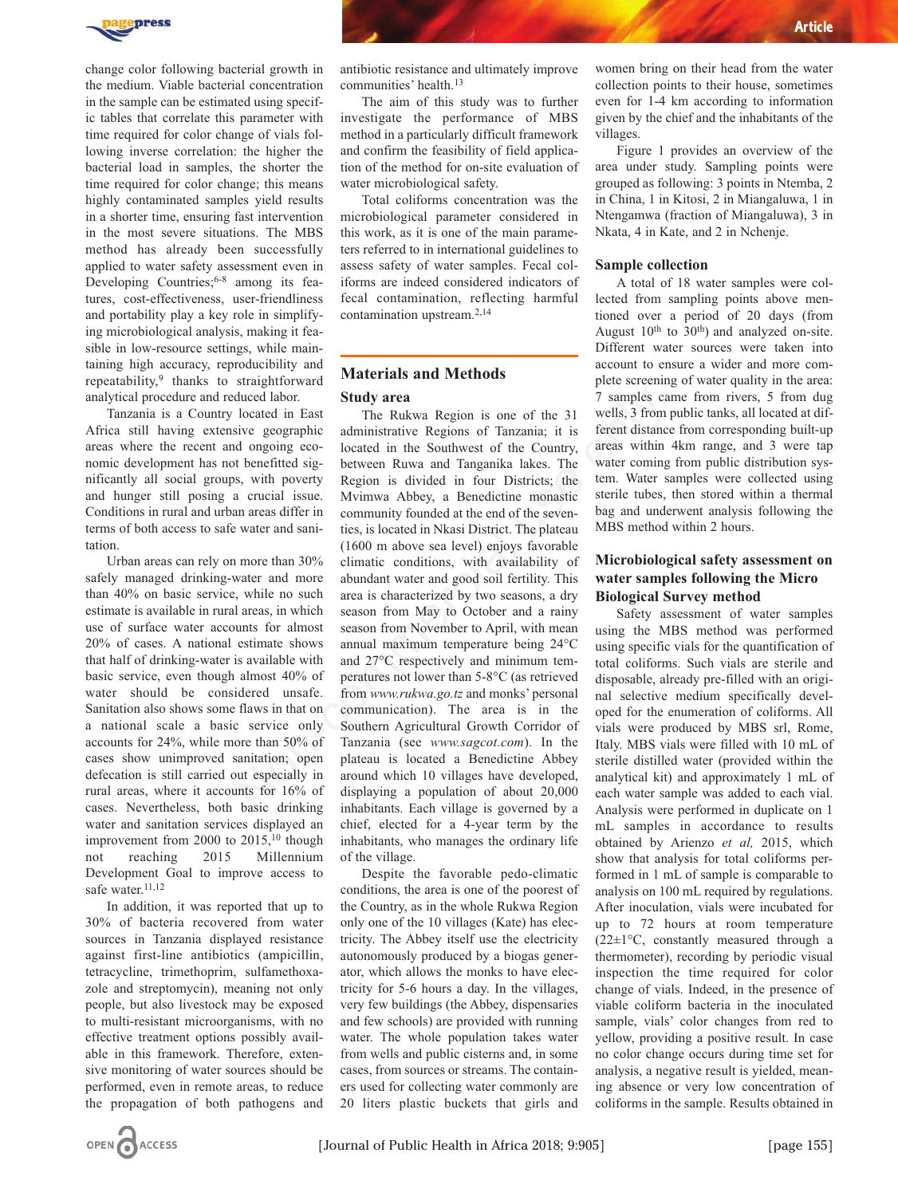change color following bacterial growth in the medium. Viable bacterial concentration in the sample can be estimated using specific tables that correlate this parameter with time required for color change of vials following inverse correlation: the higher the bacterial load in samples, the shorter the time required for color change; this means highly contaminated samples yield results in a shorter time, ensuring fast intervention in the most severe situations. The MBS method has already been successfully applied to water safety assessment even in Developing Countries;[6-8] among its features, cost-effectiveness, user-friendliness and portability play a key role in simplifying microbiological analysis, making it feasible in low-resource settings, while maintaining high accuracy, reproducibility and repeatability,[9] thanks to straightforward analytical procedure and reduced labor.

Tanzania is a Country located in East Africa still having extensive geographic areas where the recent and ongoing economic development has not benefitted significantly all social groups, with poverty and hunger still posing a crucial issue. Conditions in rural and urban areas differ in terms of both access to safe water and sanitation.

Urban areas can rely on more than 30% safely managed drinking-water and more than 40% on basic service, while no such estimate is available in rural areas, in which use of surface water accounts for almost 20% of cases. A national estimate shows that half of drinking-water is available with basic service, even though almost 40% of water should be considered unsafe. Sanitation also shows some flaws in that on a national scale a basic service only accounts for 24%, while more than 50% of cases show unimproved sanitation; open defecation is still carried out especially in rural areas, where it accounts for 16% of cases. Nevertheless, both basic drinking water and sanitation services displayed an improvement from 2000 to 2015,[10] though not reaching 2015 Millennium Development Goal to improve access to safe water.[11,12]

In addition, it was reported that up to 30% of bacteria recovered from water sources in Tanzania displayed resistance against first-line antibiotics (ampicillin, tetracycline, trimethoprim, sulfamethoxazole and streptomycin), meaning not only people, but also livestock may be exposed to multi-resistant microorganisms, with no effective treatment options possibly available in this framework. Therefore, extensive monitoring of water sources should be performed, even in remote areas, to reduce the propagation of both pathogens and antibiotic resistance and ultimately improve communities' health.[13]

The aim of this study was to further investigate the performance of MBS method in a particularly difficult framework and confirm the feasibility of field application of the method for on-site evaluation of water microbiological safety.

Total coliforms concentration was the microbiological parameter considered in this work, as it is one of the main parameters referred to in international guidelines to assess safety of water samples. Fecal coliforms are indeed considered indicators of fecal contamination, reflecting harmful contamination upstream.[2,14]

## Materials and Methods

### Study area

The Rukwa Region is one of the 31 administrative Regions of Tanzania; it is located in the Southwest of the Country, between Ruwa and Tanganika lakes. The Region is divided in four Districts; the Mvimwa Abbey, a Benedictine monastic community founded at the end of the seventies, is located in Nkasi District. The plateau (1600 m above sea level) enjoys favorable climatic conditions, with availability of abundant water and good soil fertility. This area is characterized by two seasons, a dry season from May to October and a rainy season from November to April, with mean annual maximum temperature being 24°C and 27°C respectively and minimum temperatures not lower than 5-8°C (as retrieved from *www.rukwa.go.tz* and monks' personal communication). The area is in the Southern Agricultural Growth Corridor of Tanzania (see *www.sagcot.com*). In the plateau is located a Benedictine Abbey around which 10 villages have developed, displaying a population of about 20,000 inhabitants. Each village is governed by a chief, elected for a 4-year term by the inhabitants, who manages the ordinary life of the village.

Despite the favorable pedo-climatic conditions, the area is one of the poorest of the Country, as in the whole Rukwa Region only one of the 10 villages (Kate) has electricity. The Abbey itself use the electricity autonomously produced by a biogas generator, which allows the monks to have electricity for 5-6 hours a day. In the villages, very few buildings (the Abbey, dispensaries and few schools) are provided with running water. The whole population takes water from wells and public cisterns and, in some cases, from sources or streams. The containers used for collecting water commonly are 20 liters plastic buckets that girls and women bring on their head from the water collection points to their house, sometimes even for 1-4 km according to information given by the chief and the inhabitants of the villages.

Figure 1 provides an overview of the area under study. Sampling points were grouped as following: 3 points in Ntemba, 2 in China, 1 in Kitosi, 2 in Miangaluwa, 1 in Ntengamwa (fraction of Miangaluwa), 3 in Nkata, 4 in Kate, and 2 in Nchenje.

### Sample collection

A total of 18 water samples were collected from sampling points above mentioned over a period of 20 days (from August 10[th] to 30[th]) and analyzed on-site. Different water sources were taken into account to ensure a wider and more complete screening of water quality in the area: 7 samples came from rivers, 5 from dug wells, 3 from public tanks, all located at different distance from corresponding built-up areas within 4km range, and 3 were tap water coming from public distribution system. Water samples were collected using sterile tubes, then stored within a thermal bag and underwent analysis following the MBS method within 2 hours.

### Microbiological safety assessment on water samples following the Micro Biological Survey method

Safety assessment of water samples using the MBS method was performed using specific vials for the quantification of total coliforms. Such vials are sterile and disposable, already pre-filled with an original selective medium specifically developed for the enumeration of coliforms. All vials were produced by MBS srl, Rome, Italy. MBS vials were filled with 10 mL of sterile distilled water (provided within the analytical kit) and approximately 1 mL of each water sample was added to each vial. Analysis were performed in duplicate on 1 mL samples in accordance to results obtained by Arienzo *et al*, 2015, which show that analysis for total coliforms performed in 1 mL of sample is comparable to analysis on 100 mL required by regulations. After inoculation, vials were incubated for up to 72 hours at room temperature (22±1°C, constantly measured through a thermometer), recording by periodic visual inspection the time required for color change of vials. Indeed, in the presence of viable coliform bacteria in the inoculated sample, vials' color changes from red to yellow, providing a positive result. In case no color change occurs during time set for analysis, a negative result is yielded, meaning absence or very low concentration of coliforms in the sample. Results obtained in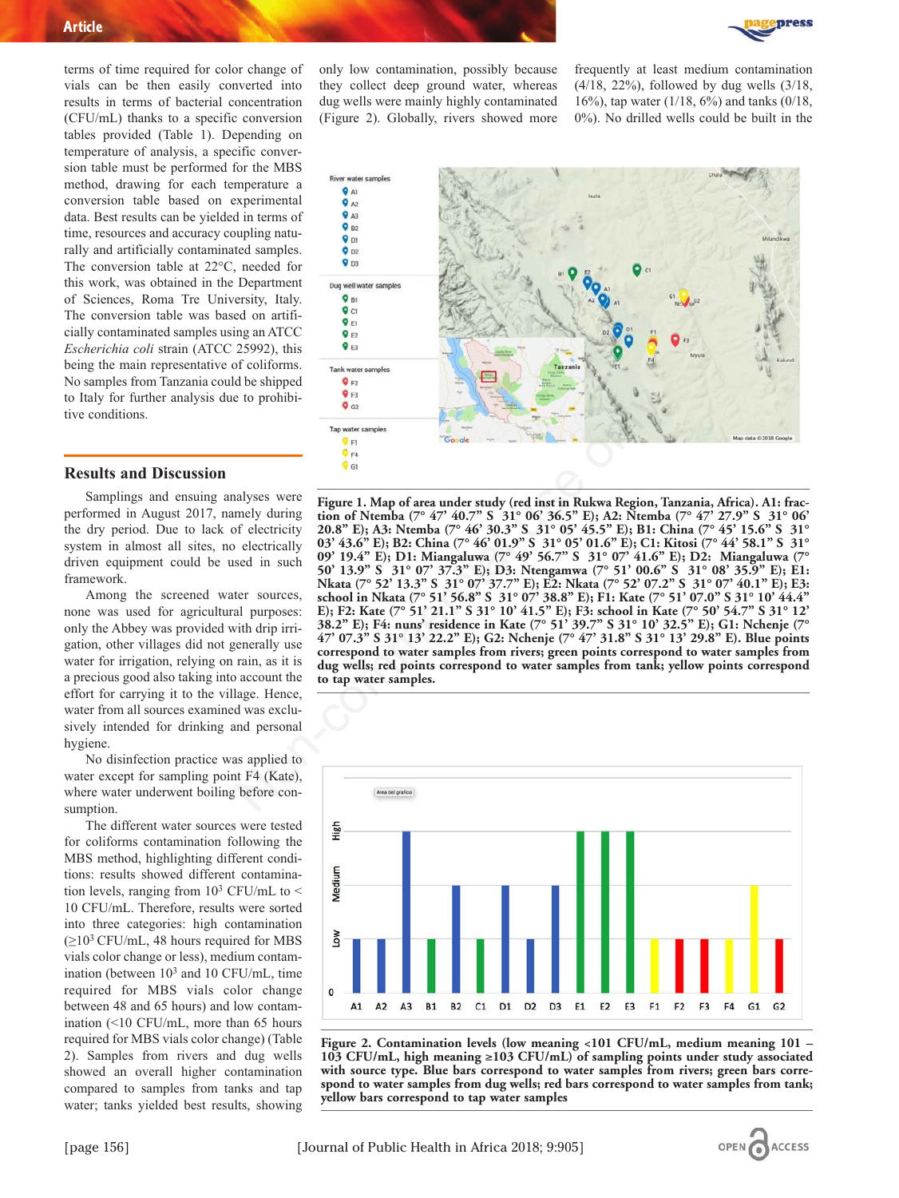terms of time required for color change of vials can be then easily converted into results in terms of bacterial concentration (CFU/mL) thanks to a specific conversion tables provided (Table 1). Depending on temperature of analysis, a specific conversion table must be performed for the MBS method, drawing for each temperature a conversion table based on experimental data. Best results can be yielded in terms of time, resources and accuracy coupling naturally and artificially contaminated samples. The conversion table at 22°C, needed for this work, was obtained in the Department of Sciences, Roma Tre University, Italy. The conversion table was based on artificially contaminated samples using an ATCC *Escherichia coli* strain (ATCC 25992), this being the main representative of coliforms. No samples from Tanzania could be shipped to Italy for further analysis due to prohibitive conditions.

## Results and Discussion

Samplings and ensuing analyses were performed in August 2017, namely during the dry period. Due to lack of electricity system in almost all sites, no electrically driven equipment could be used in such framework.

Among the screened water sources, none was used for agricultural purposes: only the Abbey was provided with drip irrigation, other villages did not generally use water for irrigation, relying on rain, as it is a precious good also taking into account the effort for carrying it to the village. Hence, water from all sources examined was exclusively intended for drinking and personal hygiene.

No disinfection practice was applied to water except for sampling point F4 (Kate), where water underwent boiling before consumption.

The different water sources were tested for coliforms contamination following the MBS method, highlighting different conditions: results showed different contamination levels, ranging from $10^3$ CFU/mL to < 10 CFU/mL. Therefore, results were sorted into three categories: high contamination ($\geq 10^3$ CFU/mL, 48 hours required for MBS vials color change or less), medium contamination (between $10^3$ and 10 CFU/mL, time required for MBS vials color change between 48 and 65 hours) and low contamination (<10 CFU/mL, more than 65 hours required for MBS vials color change) (Table 2). Samples from rivers and dug wells showed an overall higher contamination compared to samples from tanks and tap water; tanks yielded best results, showing only low contamination, possibly because they collect deep ground water, whereas dug wells were mainly highly contaminated (Figure 2). Globally, rivers showed more frequently at least medium contamination (4/18, 22%), followed by dug wells (3/18, 16%), tap water (1/18, 6%) and tanks (0/18, 0%). No drilled wells could be built in the

**Figure 1. Map of area under study (red inst in Rukwa Region, Tanzania, Africa). A1: fraction of Ntemba (7° 47' 40.7" S 31° 06' 36.5" E); A2: Ntemba (7° 47' 27.9" S 31° 06' 20.8" E); A3: Ntemba (7° 46' 30.3" S 31° 05' 45.5" E); B1: China (7° 45' 15.6" S 31° 03' 43.6" E); B2: China (7° 46' 01.9" S 31° 05' 01.6" E); C1: Kitosi (7° 44' 58.1" S 31° 09' 19.4" E); D1: Miangaluwa (7° 49' 56.7" S 31° 07' 41.6" E); D2: Miangaluwa (7° 50' 13.9" S 31° 07' 37.3" E); D3: Ntengamwa (7° 51' 00.6" S 31° 08' 35.9" E); E1: Nkata (7° 52' 13.3" S 31° 07' 37.7" E); E2: Nkata (7° 52' 07.2" S 31° 07' 40.1" E); E3: school in Nkata (7° 51' 56.8" S 31° 07' 38.8" E); F1: Kate (7° 51' 07.0" S 31° 10' 44.4" E); F2: Kate (7° 51' 21.1" S 31° 10' 41.5" E); F3: school in Kate (7° 50' 54.7" S 31° 12' 38.2" E); F4: nuns' residence in Kate (7° 51' 39.7" S 31° 10' 32.5" E); G1: Nchenje (7° 47' 07.3" S 31° 13' 22.2" E); G2: Nchenje (7° 47' 31.8" S 31° 13' 29.8" E). Blue points correspond to water samples from rivers; green points correspond to water samples from dug wells; red points correspond to water samples from tank; yellow points correspond to tap water samples.**

**Figure 2. Contamination levels (low meaning <101 CFU/mL, medium meaning 101 – 103 CFU/mL, high meaning ≥103 CFU/mL) of sampling points under study associated with source type. Blue bars correspond to water samples from rivers; green bars correspond to water samples from dug wells; red bars correspond to water samples from tank; yellow bars correspond to tap water samples**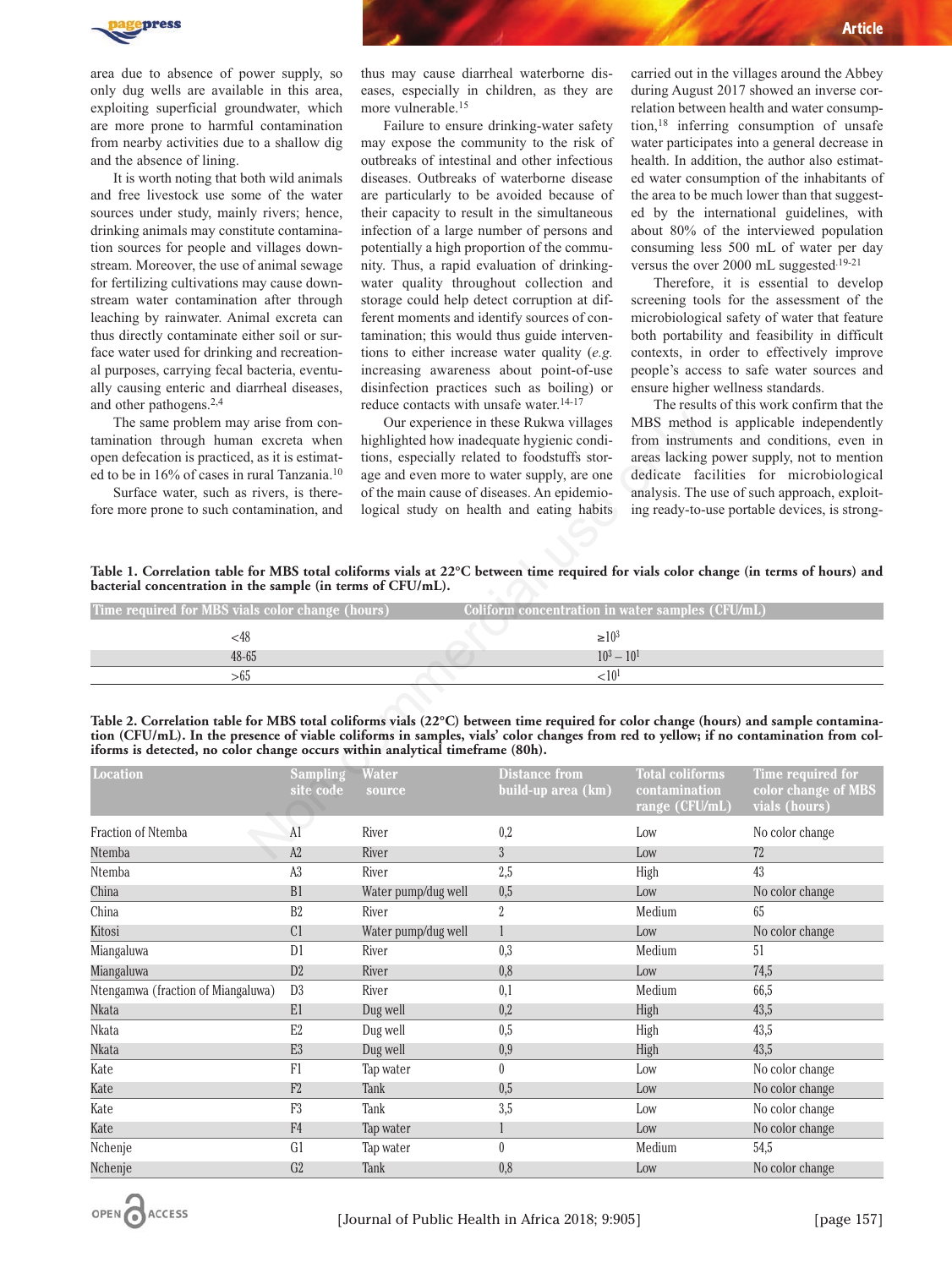area due to absence of power supply, so only dug wells are available in this area, exploiting superficial groundwater, which are more prone to harmful contamination from nearby activities due to a shallow dig and the absence of lining.

It is worth noting that both wild animals and free livestock use some of the water sources under study, mainly rivers; hence, drinking animals may constitute contamination sources for people and villages downstream. Moreover, the use of animal sewage for fertilizing cultivations may cause downstream water contamination after through leaching by rainwater. Animal excreta can thus directly contaminate either soil or surface water used for drinking and recreational purposes, carrying fecal bacteria, eventually causing enteric and diarrheal diseases, and other pathogens.[2,4]

The same problem may arise from contamination through human excreta when open defecation is practiced, as it is estimated to be in 16% of cases in rural Tanzania.[10]

Surface water, such as rivers, is therefore more prone to such contamination, and thus may cause diarrheal waterborne diseases, especially in children, as they are more vulnerable.[15]

Failure to ensure drinking-water safety may expose the community to the risk of outbreaks of intestinal and other infectious diseases. Outbreaks of waterborne disease are particularly to be avoided because of their capacity to result in the simultaneous infection of a large number of persons and potentially a high proportion of the community. Thus, a rapid evaluation of drinking-water quality throughout collection and storage could help detect corruption at different moments and identify sources of contamination; this would thus guide interventions to either increase water quality (*e.g.* increasing awareness about point-of-use disinfection practices such as boiling) or reduce contacts with unsafe water.[14-17]

Our experience in these Rukwa villages highlighted how inadequate hygienic conditions, especially related to foodstuffs storage and even more to water supply, are one of the main cause of diseases. An epidemiological study on health and eating habits carried out in the villages around the Abbey during August 2017 showed an inverse correlation between health and water consumption,[18] inferring consumption of unsafe water participates into a general decrease in health. In addition, the author also estimated water consumption of the inhabitants of the area to be much lower than that suggested by the international guidelines, with about 80% of the interviewed population consuming less 500 mL of water per day versus the over 2000 mL suggested.[19-21]

Therefore, it is essential to develop screening tools for the assessment of the microbiological safety of water that feature both portability and feasibility in difficult contexts, in order to effectively improve people's access to safe water sources and ensure higher wellness standards.

The results of this work confirm that the MBS method is applicable independently from instruments and conditions, even in areas lacking power supply, not to mention dedicate facilities for microbiological analysis. The use of such approach, exploiting ready-to-use portable devices, is strong-

**Table 1. Correlation table for MBS total coliforms vials at 22°C between time required for vials color change (in terms of hours) and bacterial concentration in the sample (in terms of CFU/mL).**

| Time required for MBS vials color change (hours) | Coliform concentration in water samples (CFU/mL) |
|---|---|
| <48 | $\geq 10^3$ |
| 48-65 | $10^3 - 10^1$ |
| >65 | $<10^1$ |

**Table 2. Correlation table for MBS total coliforms vials (22°C) between time required for color change (hours) and sample contamination (CFU/mL). In the presence of viable coliforms in samples, vials' color changes from red to yellow; if no contamination from coliforms is detected, no color change occurs within analytical timeframe (80h).**

| Location | Sampling site code | Water source | Distance from build-up area (km) | Total coliforms contamination range (CFU/mL) | Time required for color change of MBS vials (hours) |
|---|---|---|---|---|---|
| Fraction of Ntemba | A1 | River | 0,2 | Low | No color change |
| Ntemba | A2 | River | 3 | Low | 72 |
| Ntemba | A3 | River | 2,5 | High | 43 |
| China | B1 | Water pump/dug well | 0,5 | Low | No color change |
| China | B2 | River | 2 | Medium | 65 |
| Kitosi | C1 | Water pump/dug well | 1 | Low | No color change |
| Miangaluwa | D1 | River | 0,3 | Medium | 51 |
| Miangaluwa | D2 | River | 0,8 | Low | 74,5 |
| Ntengamwa (fraction of Miangaluwa) | D3 | River | 0,1 | Medium | 66,5 |
| Nkata | E1 | Dug well | 0,2 | High | 43,5 |
| Nkata | E2 | Dug well | 0,5 | High | 43,5 |
| Nkata | E3 | Dug well | 0,9 | High | 43,5 |
| Kate | F1 | Tap water | 0 | Low | No color change |
| Kate | F2 | Tank | 0,5 | Low | No color change |
| Kate | F3 | Tank | 3,5 | Low | No color change |
| Kate | F4 | Tap water | 1 | Low | No color change |
| Nchenje | G1 | Tap water | 0 | Medium | 54,5 |
| Nchenje | G2 | Tank | 0,8 | Low | No color change |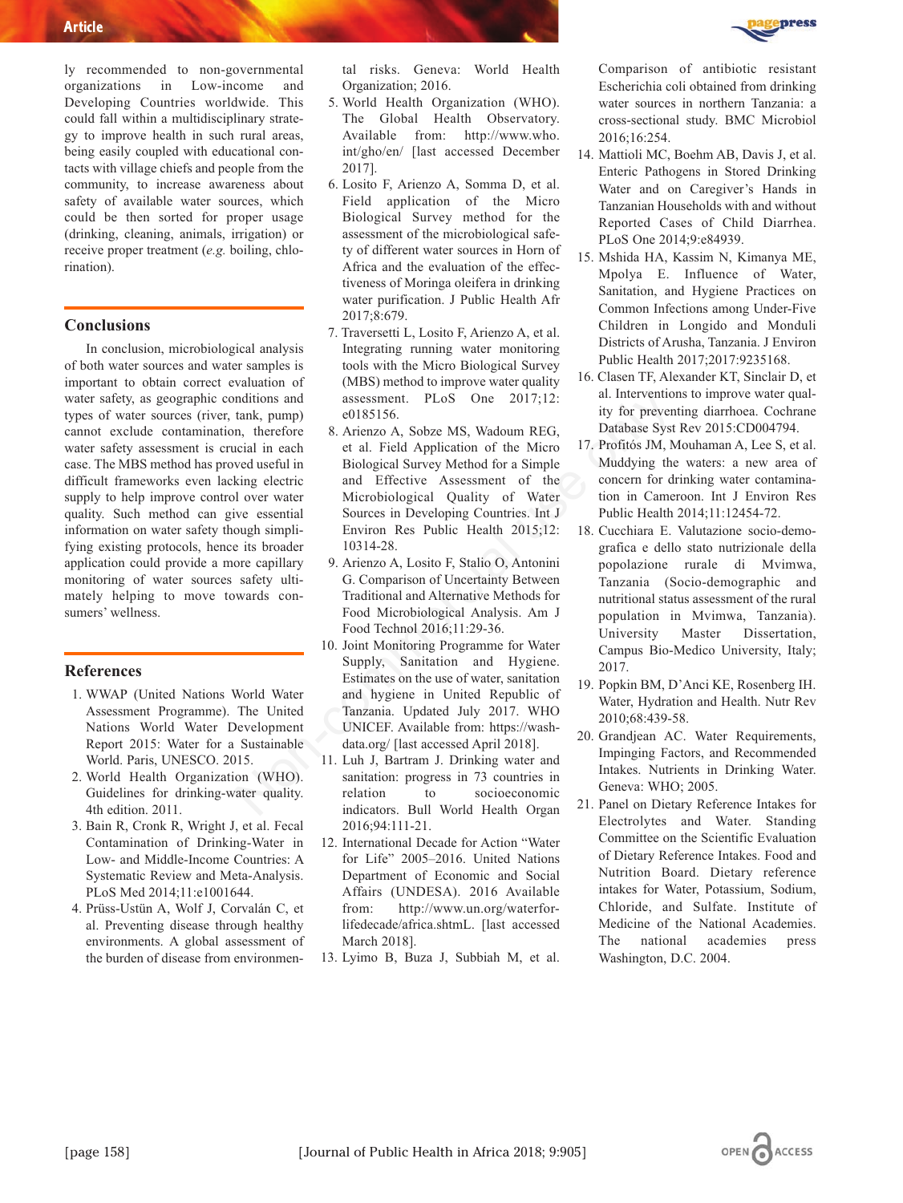ly recommended to non-governmental organizations in Low-income and Developing Countries worldwide. This could fall within a multidisciplinary strategy to improve health in such rural areas, being easily coupled with educational contacts with village chiefs and people from the community, to increase awareness about safety of available water sources, which could be then sorted for proper usage (drinking, cleaning, animals, irrigation) or receive proper treatment (*e.g.* boiling, chlorination).

## Conclusions

In conclusion, microbiological analysis of both water sources and water samples is important to obtain correct evaluation of water safety, as geographic conditions and types of water sources (river, tank, pump) cannot exclude contamination, therefore water safety assessment is crucial in each case. The MBS method has proved useful in difficult frameworks even lacking electric supply to help improve control over water quality. Such method can give essential information on water safety though simplifying existing protocols, hence its broader application could provide a more capillary monitoring of water sources safety ultimately helping to move towards consumers' wellness.

## References

1. WWAP (United Nations World Water Assessment Programme). The United Nations World Water Development Report 2015: Water for a Sustainable World. Paris, UNESCO. 2015.
2. World Health Organization (WHO). Guidelines for drinking-water quality. 4th edition. 2011.
3. Bain R, Cronk R, Wright J, et al. Fecal Contamination of Drinking-Water in Low- and Middle-Income Countries: A Systematic Review and Meta-Analysis. PLoS Med 2014;11:e1001644.
4. Prüss-Ustün A, Wolf J, Corvalán C, et al. Preventing disease through healthy environments. A global assessment of the burden of disease from environmental risks. Geneva: World Health Organization; 2016.
5. World Health Organization (WHO). The Global Health Observatory. Available from: http://www.who.int/gho/en/ [last accessed December 2017].
6. Losito F, Arienzo A, Somma D, et al. Field application of the Micro Biological Survey method for the assessment of the microbiological safety of different water sources in Horn of Africa and the evaluation of the effectiveness of Moringa oleifera in drinking water purification. J Public Health Afr 2017;8:679.
7. Traversetti L, Losito F, Arienzo A, et al. Integrating running water monitoring tools with the Micro Biological Survey (MBS) method to improve water quality assessment. PLoS One 2017;12: e0185156.
8. Arienzo A, Sobze MS, Wadoum REG, et al. Field Application of the Micro Biological Survey Method for a Simple and Effective Assessment of the Microbiological Quality of Water Sources in Developing Countries. Int J Environ Res Public Health 2015;12: 10314-28.
9. Arienzo A, Losito F, Stalio O, Antonini G. Comparison of Uncertainty Between Traditional and Alternative Methods for Food Microbiological Analysis. Am J Food Technol 2016;11:29-36.
10. Joint Monitoring Programme for Water Supply, Sanitation and Hygiene. Estimates on the use of water, sanitation and hygiene in United Republic of Tanzania. Updated July 2017. WHO UNICEF. Available from: https://washdata.org/ [last accessed April 2018].
11. Luh J, Bartram J. Drinking water and sanitation: progress in 73 countries in relation to socioeconomic indicators. Bull World Health Organ 2016;94:111-21.
12. International Decade for Action "Water for Life" 2005–2016. United Nations Department of Economic and Social Affairs (UNDESA). 2016 Available from: http://www.un.org/waterforlifedecade/africa.shtmlL. [last accessed March 2018].
13. Lyimo B, Buza J, Subbiah M, et al. Comparison of antibiotic resistant Escherichia coli obtained from drinking water sources in northern Tanzania: a cross-sectional study. BMC Microbiol 2016;16:254.
14. Mattioli MC, Boehm AB, Davis J, et al. Enteric Pathogens in Stored Drinking Water and on Caregiver's Hands in Tanzanian Households with and without Reported Cases of Child Diarrhea. PLoS One 2014;9:e84939.
15. Mshida HA, Kassim N, Kimanya ME, Mpolya E. Influence of Water, Sanitation, and Hygiene Practices on Common Infections among Under-Five Children in Longido and Monduli Districts of Arusha, Tanzania. J Environ Public Health 2017;2017:9235168.
16. Clasen TF, Alexander KT, Sinclair D, et al. Interventions to improve water quality for preventing diarrhoea. Cochrane Database Syst Rev 2015:CD004794.
17. Profitós JM, Mouhaman A, Lee S, et al. Muddying the waters: a new area of concern for drinking water contamination in Cameroon. Int J Environ Res Public Health 2014;11:12454-72.
18. Cucchiara E. Valutazione socio-demografica e dello stato nutrizionale della popolazione rurale di Mvimwa, Tanzania (Socio-demographic and nutritional status assessment of the rural population in Mvimwa, Tanzania). University Master Dissertation, Campus Bio-Medico University, Italy; 2017.
19. Popkin BM, D'Anci KE, Rosenberg IH. Water, Hydration and Health. Nutr Rev 2010;68:439-58.
20. Grandjean AC. Water Requirements, Impinging Factors, and Recommended Intakes. Nutrients in Drinking Water. Geneva: WHO; 2005.
21. Panel on Dietary Reference Intakes for Electrolytes and Water. Standing Committee on the Scientific Evaluation of Dietary Reference Intakes. Food and Nutrition Board. Dietary reference intakes for Water, Potassium, Sodium, Chloride, and Sulfate. Institute of Medicine of the National Academies. The national academies press Washington, D.C. 2004.